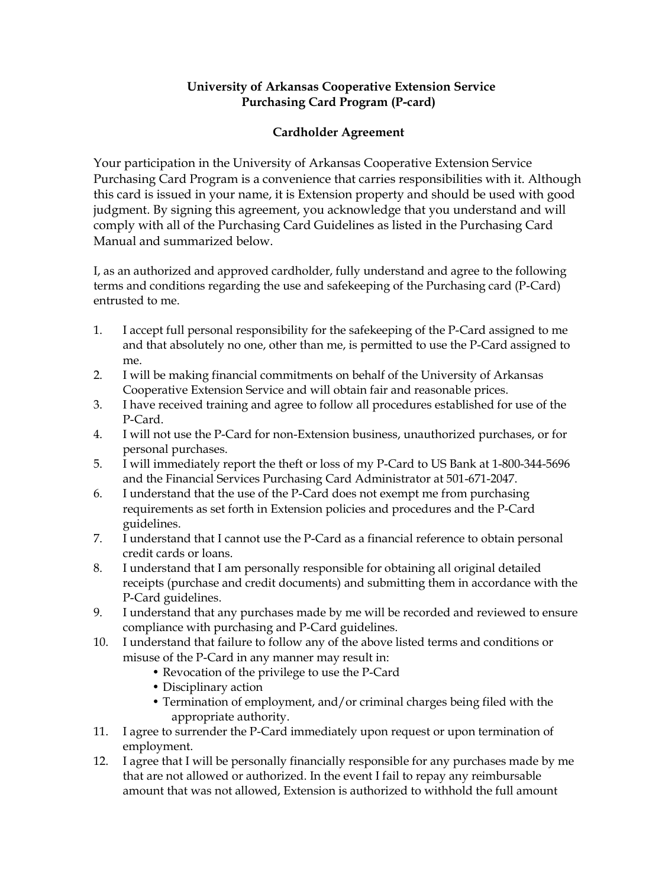**University of Arkansas Cooperative Extension Service**
**Purchasing Card Program (P-card)**

**Cardholder Agreement**

Your participation in the University of Arkansas Cooperative Extension Service Purchasing Card Program is a convenience that carries responsibilities with it. Although this card is issued in your name, it is Extension property and should be used with good judgment. By signing this agreement, you acknowledge that you understand and will comply with all of the Purchasing Card Guidelines as listed in the Purchasing Card Manual and summarized below.

I, as an authorized and approved cardholder, fully understand and agree to the following terms and conditions regarding the use and safekeeping of the Purchasing card (P-Card) entrusted to me.

1. I accept full personal responsibility for the safekeeping of the P-Card assigned to me and that absolutely no one, other than me, is permitted to use the P-Card assigned to me.
2. I will be making financial commitments on behalf of the University of Arkansas Cooperative Extension Service and will obtain fair and reasonable prices.
3. I have received training and agree to follow all procedures established for use of the P-Card.
4. I will not use the P-Card for non-Extension business, unauthorized purchases, or for personal purchases.
5. I will immediately report the theft or loss of my P-Card to US Bank at 1-800-344-5696 and the Financial Services Purchasing Card Administrator at 501-671-2047.
6. I understand that the use of the P-Card does not exempt me from purchasing requirements as set forth in Extension policies and procedures and the P-Card guidelines.
7. I understand that I cannot use the P-Card as a financial reference to obtain personal credit cards or loans.
8. I understand that I am personally responsible for obtaining all original detailed receipts (purchase and credit documents) and submitting them in accordance with the P-Card guidelines.
9. I understand that any purchases made by me will be recorded and reviewed to ensure compliance with purchasing and P-Card guidelines.
10. I understand that failure to follow any of the above listed terms and conditions or misuse of the P-Card in any manner may result in:
    - Revocation of the privilege to use the P-Card
    - Disciplinary action
    - Termination of employment, and/or criminal charges being filed with the appropriate authority.
11. I agree to surrender the P-Card immediately upon request or upon termination of employment.
12. I agree that I will be personally financially responsible for any purchases made by me that are not allowed or authorized. In the event I fail to repay any reimbursable amount that was not allowed, Extension is authorized to withhold the full amount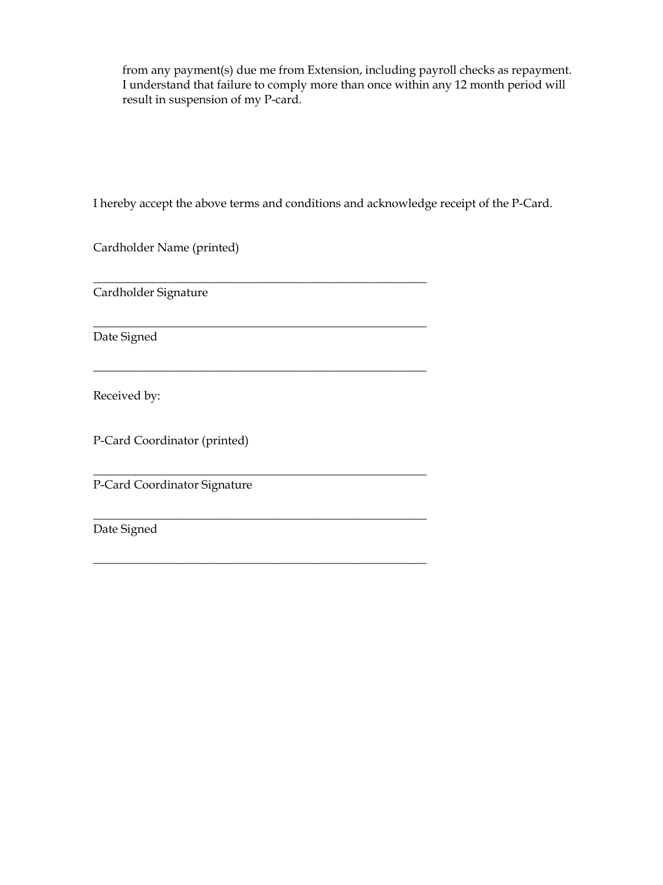from any payment(s) due me from Extension, including payroll checks as repayment. I understand that failure to comply more than once within any 12 month period will result in suspension of my P-card.

I hereby accept the above terms and conditions and acknowledge receipt of the P-Card.

Cardholder Name (printed)

_________________________________________________________

Cardholder Signature

_________________________________________________________

Date Signed

_________________________________________________________

Received by:

P-Card Coordinator (printed)

_________________________________________________________

P-Card Coordinator Signature

_________________________________________________________

Date Signed

_________________________________________________________